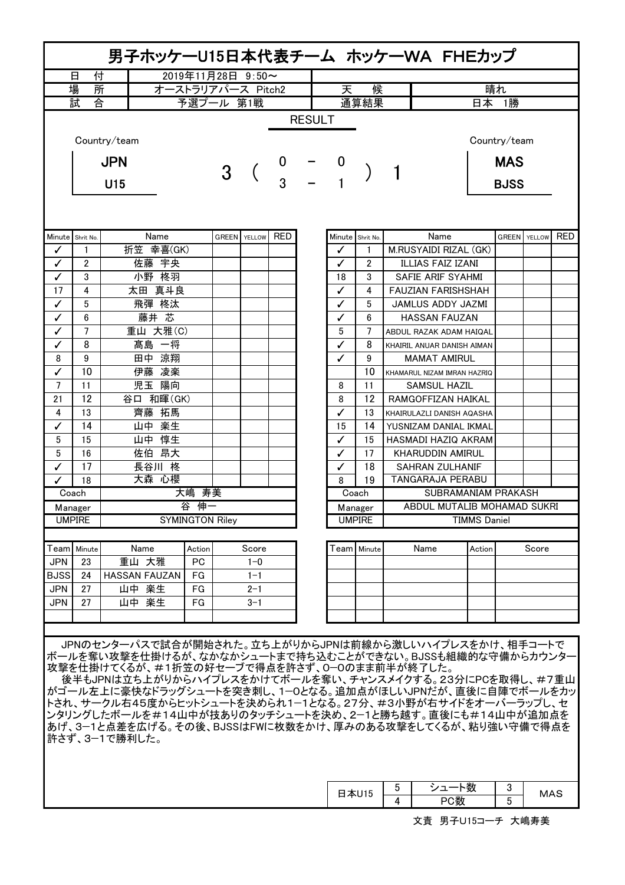# 男子ホッケーU15日本代表チーム ホッケーWA FHEカップ

| 日付 | 2019年11月28日 9:50～ | | |
|---|---|---|---|
| 場所 | オーストラリアパース Pitch2 | 天候 | 晴れ |
| 試合 | 予選プール 第1戦 | 通算結果 | 日本 1勝 |

## RESULT

| Country/team | | | | | | | Country/team |
|---|---|---|---|---|---|---|---|
| JPN U15 | 3 | ( | 0 | － | 0 | ) 1 | MAS BJSS |
| | | | 3 | － | 1 | | |

| Minute | Shrit No. | Name | GREEN | YELLOW | RED |
|---|---|---|---|---|---|
| ✓ | 1 | 折笠 幸喜(GK) | | | |
| ✓ | 2 | 佐藤 宇央 | | | |
| ✓ | 3 | 小野 柊羽 | | | |
| 17 | 4 | 太田 真斗良 | | | |
| ✓ | 5 | 飛彈 柊汰 | | | |
| ✓ | 6 | 藤井 芯 | | | |
| ✓ | 7 | 重山 大雅(C) | | | |
| ✓ | 8 | 髙島 一将 | | | |
| 8 | 9 | 田中 涼翔 | | | |
| ✓ | 10 | 伊藤 凌楽 | | | |
| 7 | 11 | 児玉 陽向 | | | |
| 21 | 12 | 谷口 和暉(GK) | | | |
| 4 | 13 | 齊藤 拓馬 | | | |
| ✓ | 14 | 山中 楽生 | | | |
| 5 | 15 | 山中 惇生 | | | |
| 5 | 16 | 佐伯 昂大 | | | |
| ✓ | 17 | 長谷川 柊 | | | |
| ✓ | 18 | 大森 心櫻 | | | |
| Coach | | 大嶋 寿美 | | | |
| Manager | | 谷 伸一 | | | |
| UMPIRE | | SYMINGTON Riley | | | |

| Minute | Shrit No. | Name | GREEN | YELLOW | RED |
|---|---|---|---|---|---|
| ✓ | 1 | M.RUSYAIDI RIZAL (GK) | | | |
| ✓ | 2 | ILLIAS FAIZ IZANI | | | |
| 18 | 3 | SAFIE ARIF SYAHMI | | | |
| ✓ | 4 | FAUZIAN FARISHSHAH | | | |
| ✓ | 5 | JAMLUS ADDY JAZMI | | | |
| ✓ | 6 | HASSAN FAUZAN | | | |
| 5 | 7 | ABDUL RAZAK ADAM HAIQAL | | | |
| ✓ | 8 | KHAIRIL ANUAR DANISH AIMAN | | | |
| ✓ | 9 | MAMAT AMIRUL | | | |
| | 10 | KHAMARUL NIZAM IMRAN HAZRIQ | | | |
| 8 | 11 | SAMSUL HAZIL | | | |
| 8 | 12 | RAMGOFFIZAN HAIKAL | | | |
| ✓ | 13 | KHAIRULAZLI DANISH AQASHA | | | |
| 15 | 14 | YUSNIZAM DANIAL IKMAL | | | |
| ✓ | 15 | HASMADI HAZIQ AKRAM | | | |
| ✓ | 17 | KHARUDDIN AMIRUL | | | |
| ✓ | 18 | SAHRAN ZULHANIF | | | |
| 8 | 19 | TANGARAJA PERABU | | | |
| Coach | | SUBRAMANIAM PRAKASH | | | |
| Manager | | ABDUL MUTALIB MOHAMAD SUKRI | | | |
| UMPIRE | | TIMMS Daniel | | | |

| Team | Minute | Name | Action | Score |
|---|---|---|---|---|
| JPN | 23 | 重山 大雅 | PC | 1−0 |
| BJSS | 24 | HASSAN FAUZAN | FG | 1−1 |
| JPN | 27 | 山中 楽生 | FG | 2−1 |
| JPN | 27 | 山中 楽生 | FG | 3−1 |

JPNのセンターパスで試合が開始された。立ち上がりからJPNは前線から激しいハイプレスをかけ、相手コートでボールを奪い攻撃を仕掛けるが、なかなかシュートまで持ち込むことができない。BJSSも組織的な守備からカウンター攻撃を仕掛けてくるが、＃1折笠の好セーブで得点を許さず、0−0のまま前半が終了した。

後半もJPNは立ち上がりからハイプレスをかけてボールを奪い、チャンスメイクする。23分にPCを取得し、＃7重山がゴール左上に豪快なドラッグシュートを突き刺し、1−0となる。追加点がほしいJPNだが、直後に自陣でボールをカットされ、サークル右45度からヒットシュートを決められ1−1となる。27分、＃3小野が右サイドをオーバーラップし、センタリングしたボールを＃14山中が技ありのタッチシュートを決め、2−1と勝ち越す。直後にも＃14山中が追加点をあげ、3−1と点差を広げる。その後、BJSSはFWに枚数をかけ、厚みのある攻撃をしてくるが、粘り強い守備で得点を許さず、3−1で勝利した。

| 日本U15 | 5 | シュート数 | 3 | MAS |
|---|---|---|---|---|
| | 4 | PC数 | 5 | |

文責 男子U15コーチ 大嶋寿美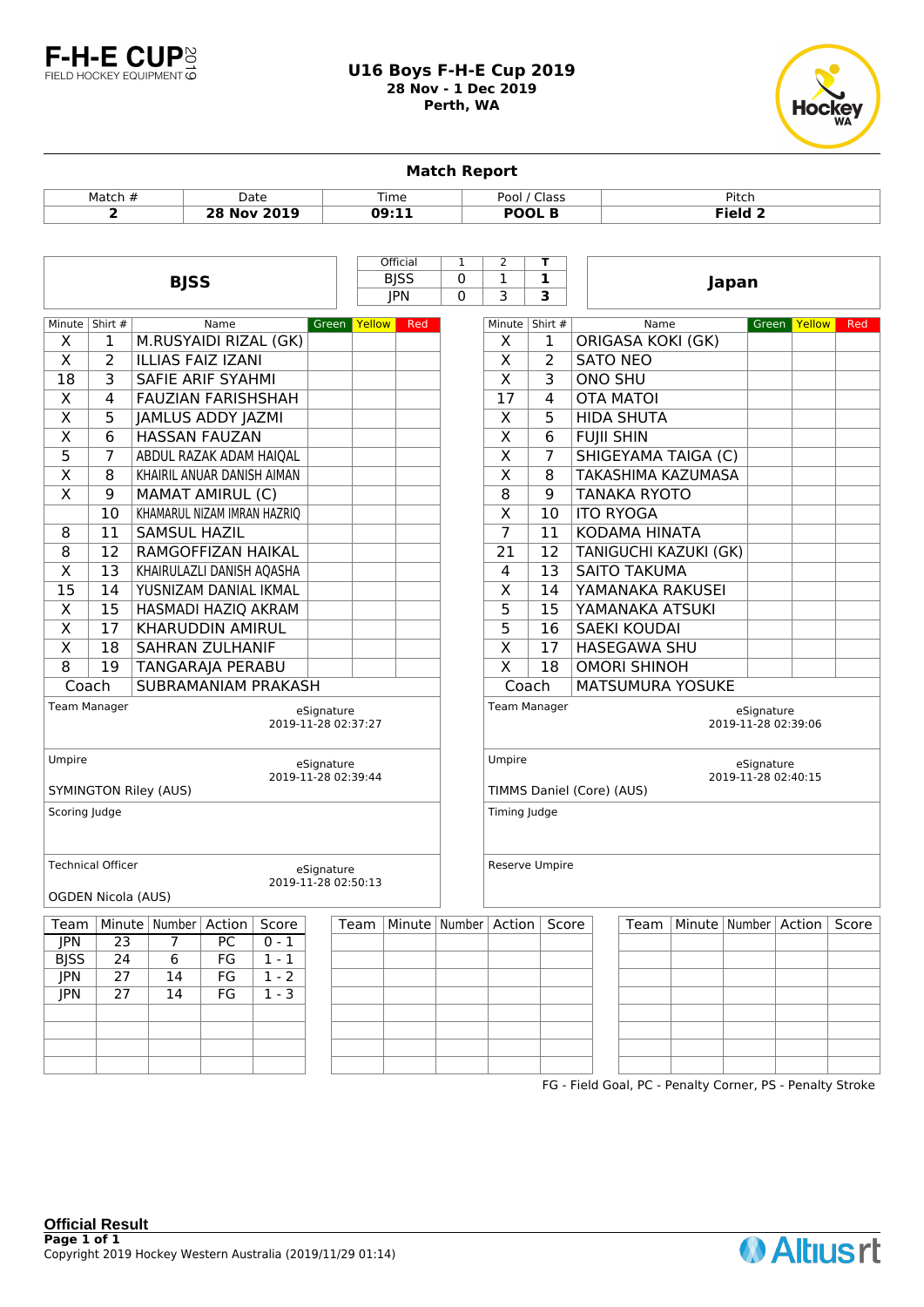F-H-E CUP 2019
FIELD HOCKEY EQUIPMENT

# U16 Boys F-H-E Cup 2019

**28 Nov - 1 Dec 2019**
**Perth, WA**

## Match Report

| Match # | Date | Time | Pool / Class | Pitch |
|---|---|---|---|---|
| **2** | **28 Nov 2019** | **09:11** | **POOL B** | **Field 2** |

| Official | 1 | 2 | T |
|---|---|---|---|
| BJSS | 0 | 1 | **1** |
| JPN | 0 | 3 | **3** |

### BJSS

| Minute | Shirt # | Name | Green | Yellow | Red |
|---|---|---|---|---|---|
| X | 1 | M.RUSYAIDI RIZAL (GK) | | | |
| X | 2 | ILLIAS FAIZ IZANI | | | |
| 18 | 3 | SAFIE ARIF SYAHMI | | | |
| X | 4 | FAUZIAN FARISHSHAH | | | |
| X | 5 | JAMLUS ADDY JAZMI | | | |
| X | 6 | HASSAN FAUZAN | | | |
| 5 | 7 | ABDUL RAZAK ADAM HAIQAL | | | |
| X | 8 | KHAIRIL ANUAR DANISH AIMAN | | | |
| X | 9 | MAMAT AMIRUL (C) | | | |
| | 10 | KHAMARUL NIZAM IMRAN HAZRIQ | | | |
| 8 | 11 | SAMSUL HAZIL | | | |
| 8 | 12 | RAMGOFFIZAN HAIKAL | | | |
| X | 13 | KHAIRULAZLI DANISH AQASHA | | | |
| 15 | 14 | YUSNIZAM DANIAL IKMAL | | | |
| X | 15 | HASMADI HAZIQ AKRAM | | | |
| X | 17 | KHARUDDIN AMIRUL | | | |
| X | 18 | SAHRAN ZULHANIF | | | |
| 8 | 19 | TANGARAJA PERABU | | | |
| Coach | | SUBRAMANIAM PRAKASH | | | |

Team Manager — eSignature 2019-11-28 02:37:27

Umpire — eSignature 2019-11-28 02:39:44
SYMINGTON Riley (AUS)

Scoring Judge

Technical Officer — eSignature 2019-11-28 02:50:13
OGDEN Nicola (AUS)

### Japan

| Minute | Shirt # | Name | Green | Yellow | Red |
|---|---|---|---|---|---|
| X | 1 | ORIGASA KOKI (GK) | | | |
| X | 2 | SATO NEO | | | |
| X | 3 | ONO SHU | | | |
| 17 | 4 | OTA MATOI | | | |
| X | 5 | HIDA SHUTA | | | |
| X | 6 | FUJII SHIN | | | |
| X | 7 | SHIGEYAMA TAIGA (C) | | | |
| X | 8 | TAKASHIMA KAZUMASA | | | |
| 8 | 9 | TANAKA RYOTO | | | |
| X | 10 | ITO RYOGA | | | |
| 7 | 11 | KODAMA HINATA | | | |
| 21 | 12 | TANIGUCHI KAZUKI (GK) | | | |
| 4 | 13 | SAITO TAKUMA | | | |
| X | 14 | YAMANAKA RAKUSEI | | | |
| 5 | 15 | YAMANAKA ATSUKI | | | |
| 5 | 16 | SAEKI KOUDAI | | | |
| X | 17 | HASEGAWA SHU | | | |
| X | 18 | OMORI SHINOH | | | |
| Coach | | MATSUMURA YOSUKE | | | |

Team Manager — eSignature 2019-11-28 02:39:06

Umpire — eSignature 2019-11-28 02:40:15
TIMMS Daniel (Core) (AUS)

Timing Judge

Reserve Umpire

### Scoring

| Team | Minute | Number | Action | Score |
|---|---|---|---|---|
| JPN | 23 | 7 | PC | 0 - 1 |
| BJSS | 24 | 6 | FG | 1 - 1 |
| JPN | 27 | 14 | FG | 1 - 2 |
| JPN | 27 | 14 | FG | 1 - 3 |

FG - Field Goal, PC - Penalty Corner, PS - Penalty Stroke

**Official Result**

Copyright 2019 Hockey Western Australia (2019/11/29 01:14)